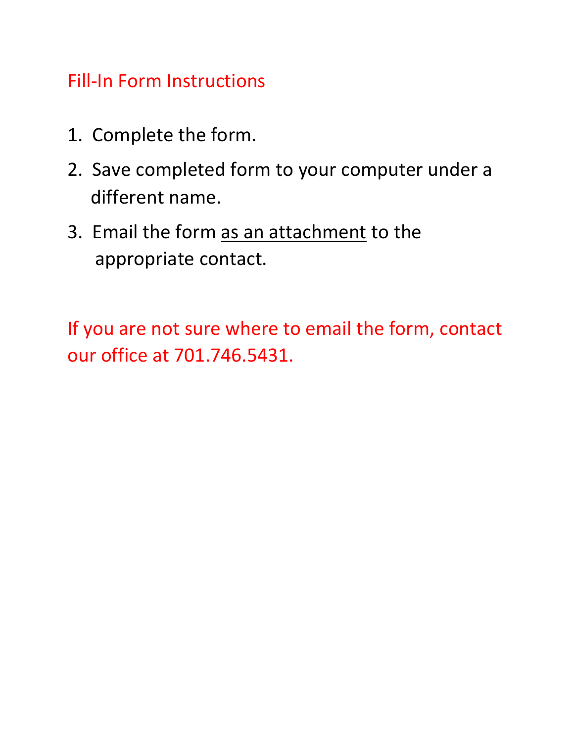# Fill-In Form Instructions

1. Complete the form.
2. Save completed form to your computer under a different name.
3. Email the form as an attachment to the appropriate contact.

If you are not sure where to email the form, contact our office at 701.746.5431.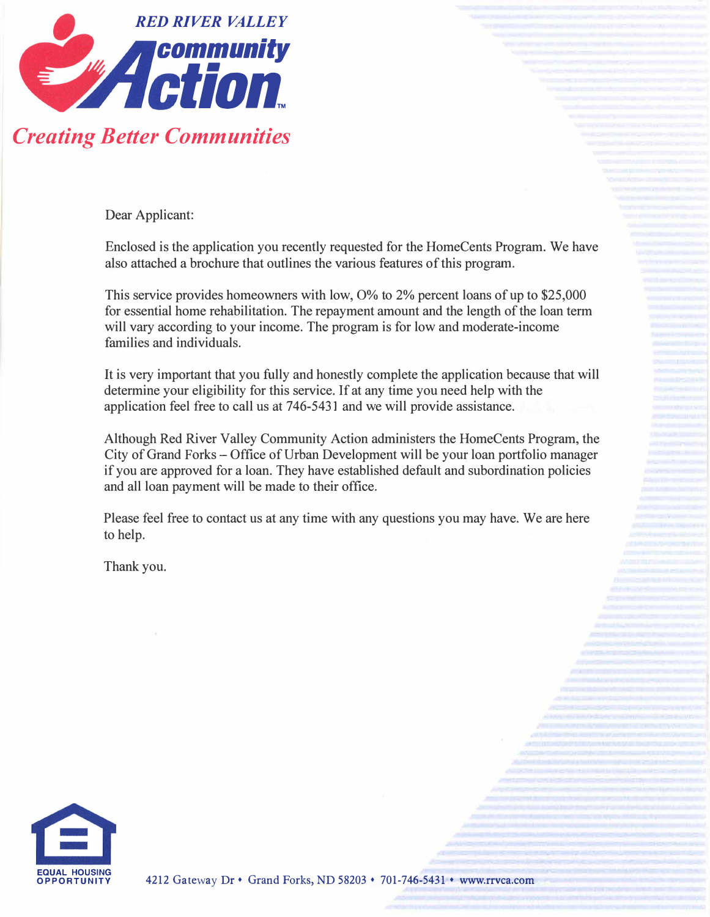**RED RIVER VALLEY**

**community Action**

*Creating Better Communities*

Dear Applicant:

Enclosed is the application you recently requested for the HomeCents Program. We have also attached a brochure that outlines the various features of this program.

This service provides homeowners with low, 0% to 2% percent loans of up to $25,000 for essential home rehabilitation. The repayment amount and the length of the loan term will vary according to your income. The program is for low and moderate-income families and individuals.

It is very important that you fully and honestly complete the application because that will determine your eligibility for this service. If at any time you need help with the application feel free to call us at 746-5431 and we will provide assistance.

Although Red River Valley Community Action administers the HomeCents Program, the City of Grand Forks – Office of Urban Development will be your loan portfolio manager if you are approved for a loan. They have established default and subordination policies and all loan payment will be made to their office.

Please feel free to contact us at any time with any questions you may have. We are here to help.

Thank you.

EQUAL HOUSING OPPORTUNITY

4212 Gateway Dr • Grand Forks, ND 58203 • 701-746-5431 • www.rrvca.com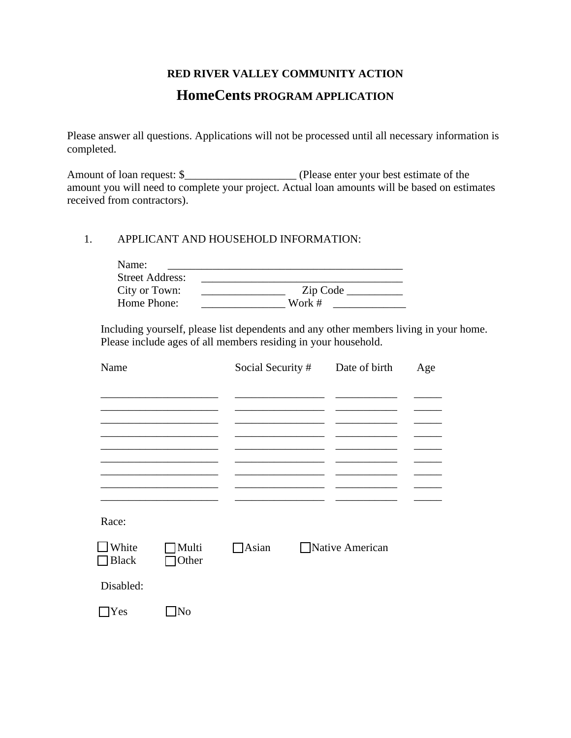**RED RIVER VALLEY COMMUNITY ACTION**

**HomeCents PROGRAM APPLICATION**

Please answer all questions. Applications will not be processed until all necessary information is completed.

Amount of loan request: $____________________ (Please enter your best estimate of the amount you will need to complete your project. Actual loan amounts will be based on estimates received from contractors).

1. APPLICANT AND HOUSEHOLD INFORMATION:

Name: ____________________________________________

Street Address: ______________________________________

City or Town: _______________ Zip Code __________

Home Phone: _______________ Work # _____________

Including yourself, please list dependents and any other members living in your home. Please include ages of all members residing in your household.

| Name | Social Security # | Date of birth | Age |
|---|---|---|---|
| | | | |
| | | | |
| | | | |
| | | | |
| | | | |
| | | | |
| | | | |
| | | | |
| | | | |

Race:

☐ White ☐ Multi ☐ Asian ☐ Native American
☐ Black ☐ Other

Disabled:

☐ Yes ☐ No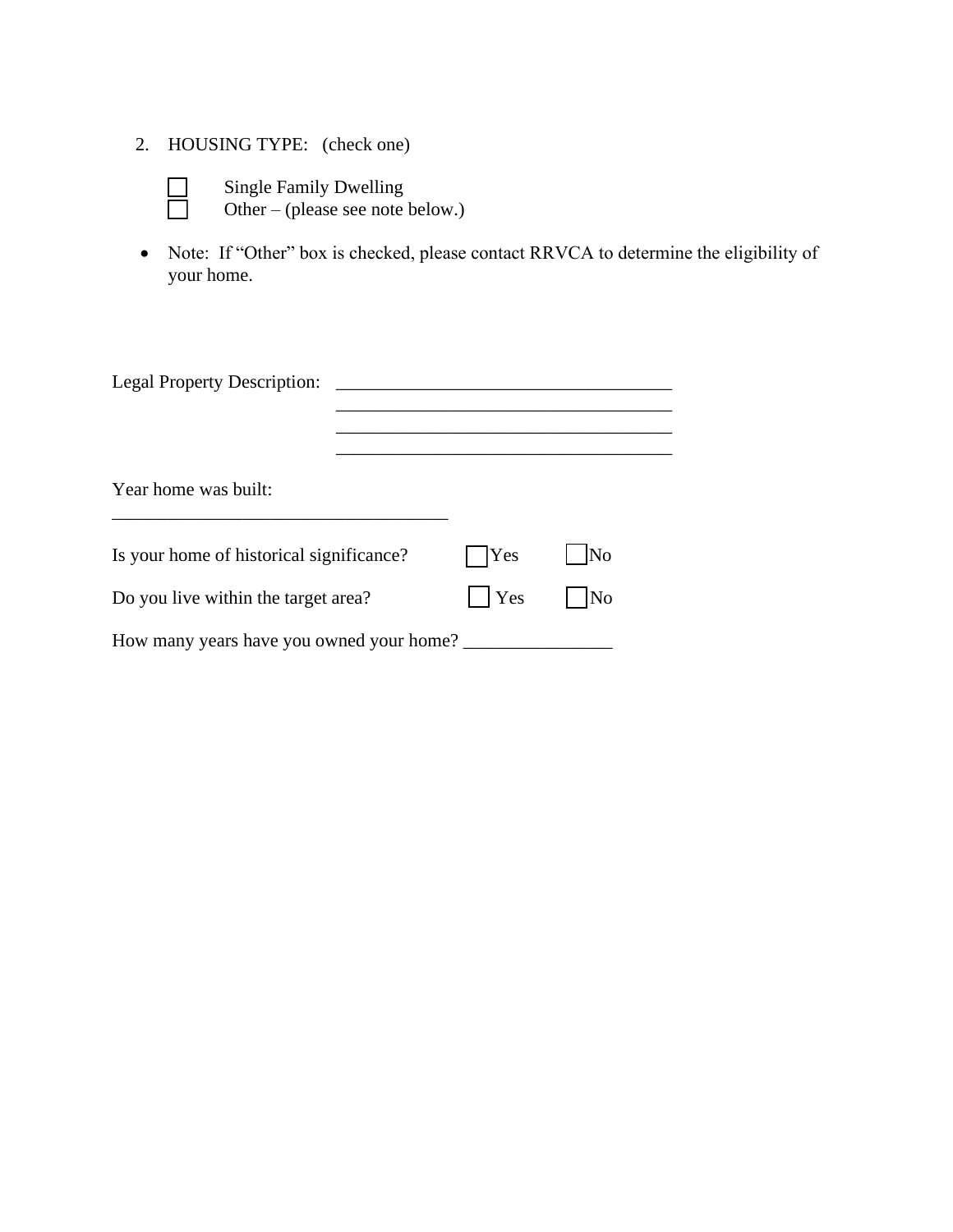2. HOUSING TYPE: (check one)

   ☐ Single Family Dwelling
   ☐ Other – (please see note below.)

- Note: If "Other" box is checked, please contact RRVCA to determine the eligibility of your home.

Legal Property Description: ____________________________________
____________________________________
____________________________________
____________________________________

Year home was built:
____________________________________

Is your home of historical significance? ☐ Yes ☐ No

Do you live within the target area? ☐ Yes ☐ No

How many years have you owned your home? ________________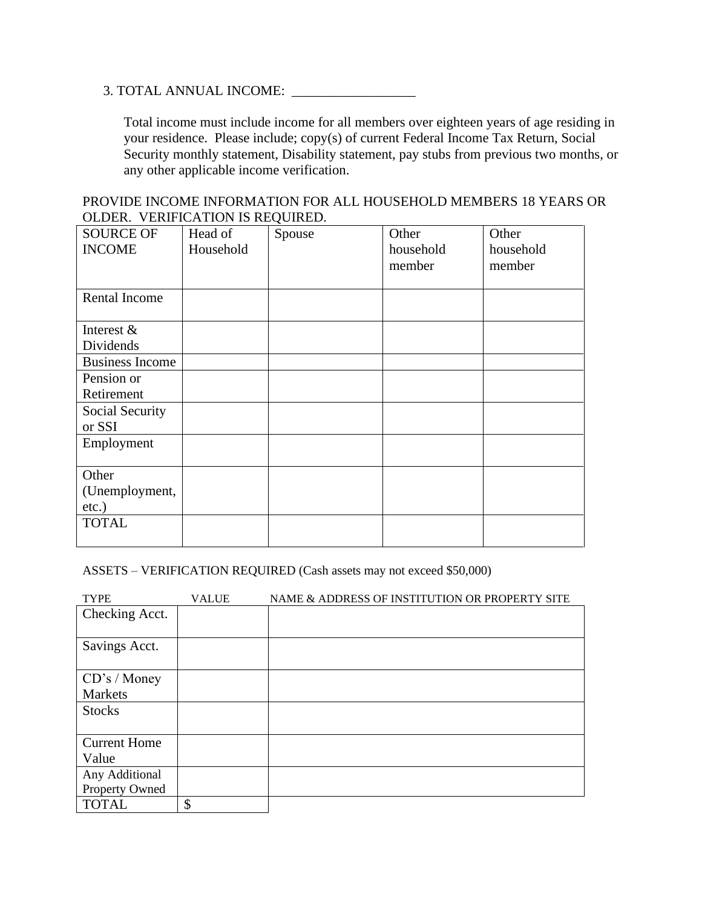3. TOTAL ANNUAL INCOME: __________________

Total income must include income for all members over eighteen years of age residing in your residence. Please include; copy(s) of current Federal Income Tax Return, Social Security monthly statement, Disability statement, pay stubs from previous two months, or any other applicable income verification.

PROVIDE INCOME INFORMATION FOR ALL HOUSEHOLD MEMBERS 18 YEARS OR OLDER. VERIFICATION IS REQUIRED.

| SOURCE OF INCOME | Head of Household | Spouse | Other household member | Other household member |
|---|---|---|---|---|
| Rental Income | | | | |
| Interest & Dividends | | | | |
| Business Income | | | | |
| Pension or Retirement | | | | |
| Social Security or SSI | | | | |
| Employment | | | | |
| Other (Unemployment, etc.) | | | | |
| TOTAL | | | | |

ASSETS – VERIFICATION REQUIRED (Cash assets may not exceed $50,000)

| TYPE | VALUE | NAME & ADDRESS OF INSTITUTION OR PROPERTY SITE |
|---|---|---|
| Checking Acct. | | |
| Savings Acct. | | |
| CD's / Money Markets | | |
| Stocks | | |
| Current Home Value | | |
| Any Additional Property Owned | | |
| TOTAL | $ | |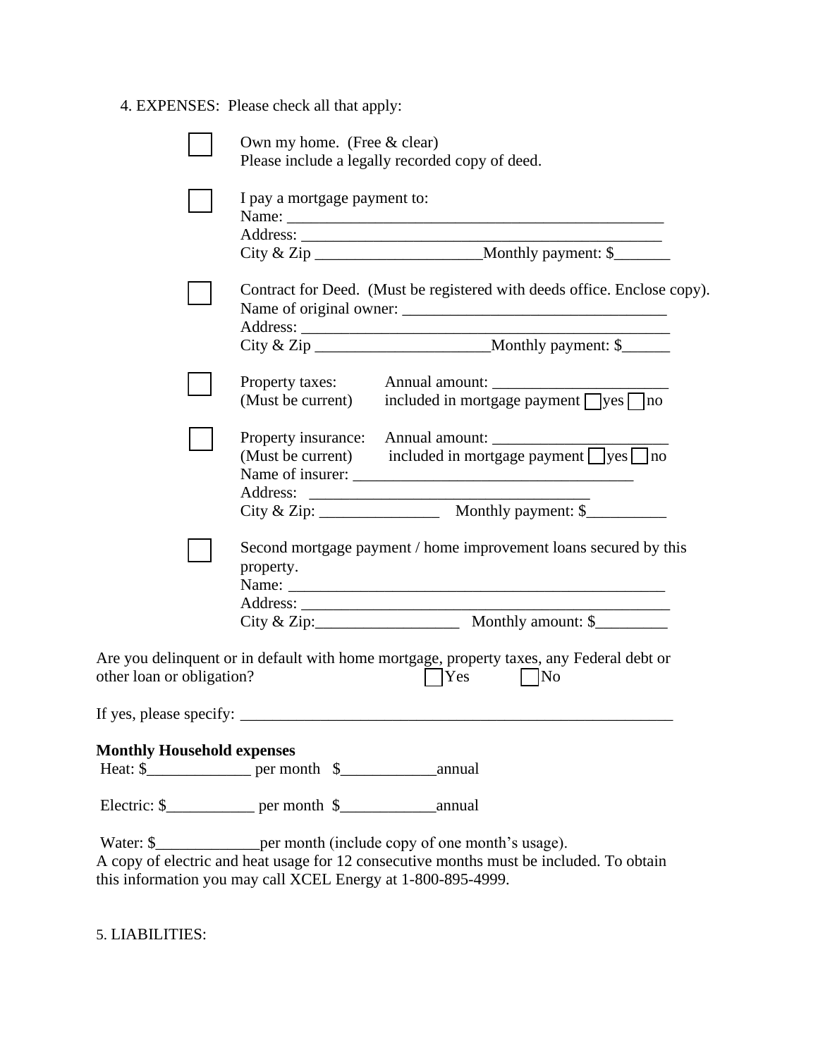4. EXPENSES: Please check all that apply:

☐ Own my home. (Free & clear)
Please include a legally recorded copy of deed.

☐ I pay a mortgage payment to:
Name: _______________________________________________
Address: _____________________________________________
City & Zip _____________________Monthly payment: $_______

☐ Contract for Deed. (Must be registered with deeds office. Enclose copy).
Name of original owner: _________________________________
Address: _______________________________________________
City & Zip ______________________Monthly payment: $______

☐ Property taxes: Annual amount: ______________________
(Must be current) included in mortgage payment ☐yes ☐no

☐ Property insurance: Annual amount: ______________________
(Must be current) included in mortgage payment ☐yes ☐no
Name of insurer: ___________________________________
Address: ____________________________________
City & Zip: _______________ Monthly payment: $__________

☐ Second mortgage payment / home improvement loans secured by this property.
Name: _______________________________________________
Address: _____________________________________________
City & Zip:__________________ Monthly amount: $_________

Are you delinquent or in default with home mortgage, property taxes, any Federal debt or other loan or obligation? ☐Yes ☐No

If yes, please specify: ________________________________________________________

**Monthly Household expenses**

Heat: $_____________ per month $____________annual

Electric: $___________ per month $____________annual

Water: $_____________per month (include copy of one month's usage).
A copy of electric and heat usage for 12 consecutive months must be included. To obtain this information you may call XCEL Energy at 1-800-895-4999.

5. LIABILITIES: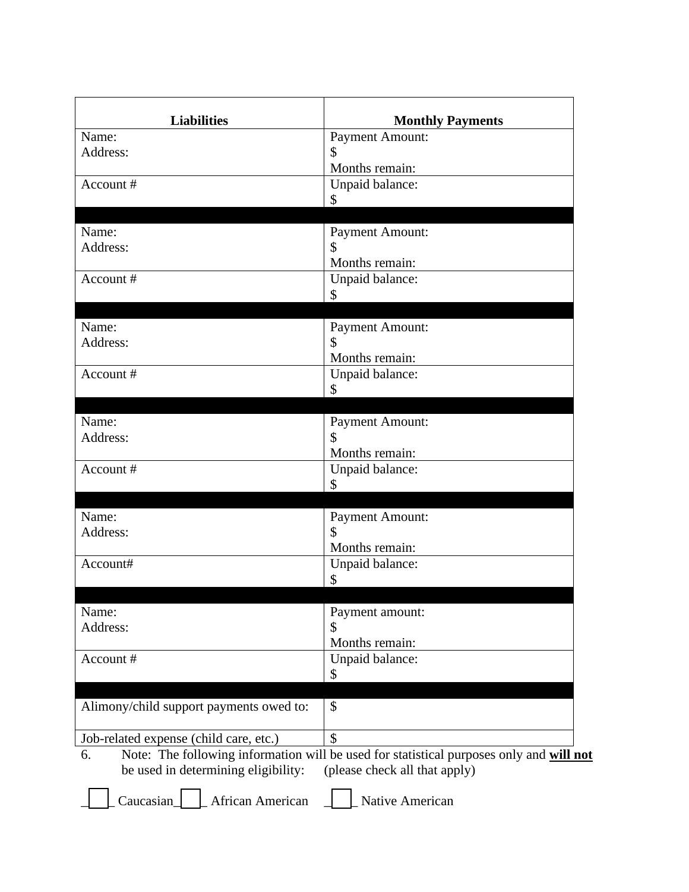| Liabilities | Monthly Payments |
|---|---|
| Name:<br>Address: | Payment Amount:<br>$<br>Months remain: |
| Account # | Unpaid balance:<br>$ |
| | |
| Name:<br>Address: | Payment Amount:<br>$<br>Months remain: |
| Account # | Unpaid balance:<br>$ |
| | |
| Name:<br>Address: | Payment Amount:<br>$<br>Months remain: |
| Account # | Unpaid balance:<br>$ |
| | |
| Name:<br>Address: | Payment Amount:<br>$<br>Months remain: |
| Account # | Unpaid balance:<br>$ |
| | |
| Name:<br>Address: | Payment Amount:<br>$<br>Months remain: |
| Account# | Unpaid balance:<br>$ |
| | |
| Name:<br>Address: | Payment amount:<br>$<br>Months remain: |
| Account # | Unpaid balance:<br>$ |
| | |
| Alimony/child support payments owed to: | $ |
| Job-related expense (child care, etc.) | $ |

6. Note: The following information will be used for statistical purposes only and **will not** be used in determining eligibility: (please check all that apply)

☐ Caucasian ☐ African American ☐ Native American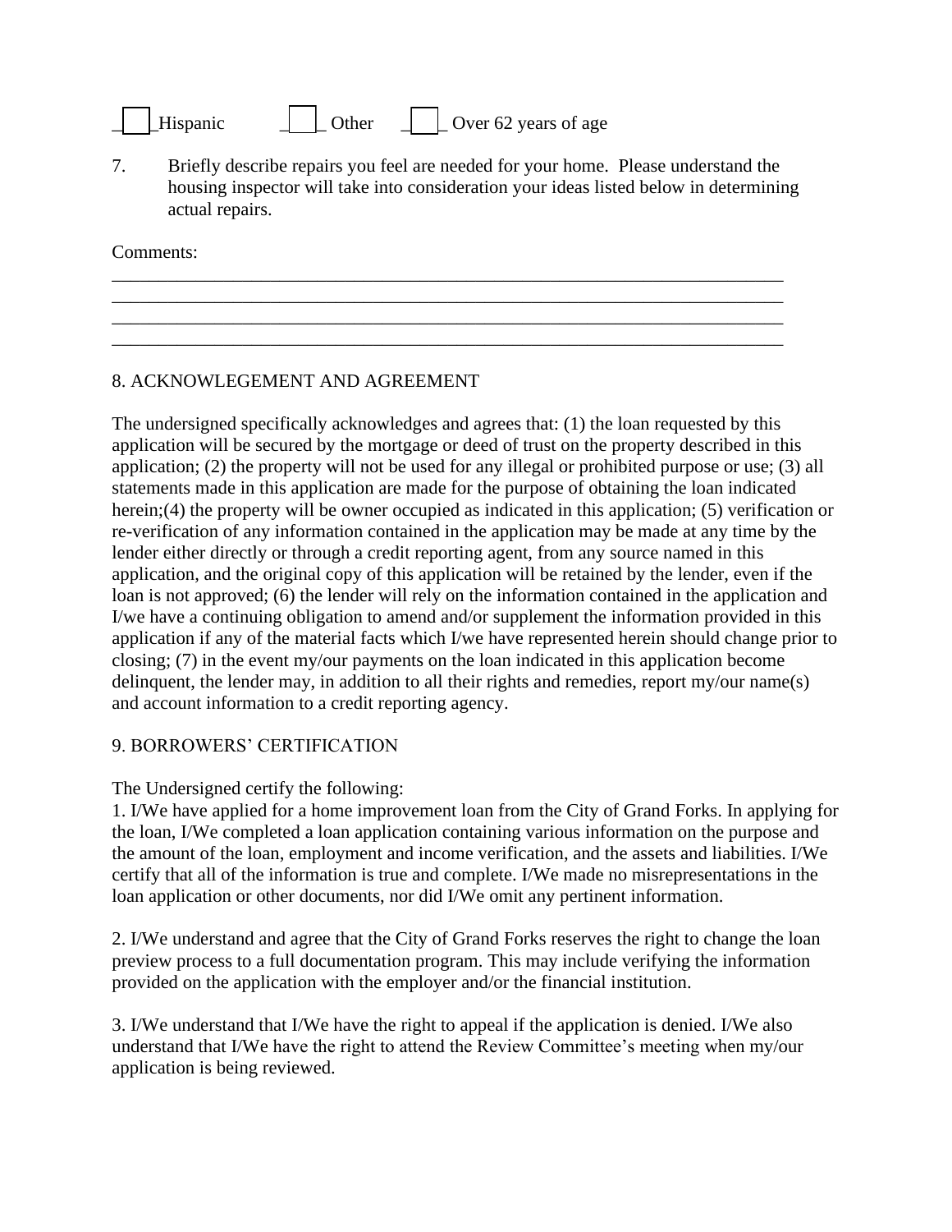__ __Hispanic    ___ Other    ___ Over 62 years of age

7. Briefly describe repairs you feel are needed for your home. Please understand the housing inspector will take into consideration your ideas listed below in determining actual repairs.

Comments:
_____________________________________________________________________________
_____________________________________________________________________________
_____________________________________________________________________________
_____________________________________________________________________________

8. ACKNOWLEGEMENT AND AGREEMENT

The undersigned specifically acknowledges and agrees that: (1) the loan requested by this application will be secured by the mortgage or deed of trust on the property described in this application; (2) the property will not be used for any illegal or prohibited purpose or use; (3) all statements made in this application are made for the purpose of obtaining the loan indicated herein;(4) the property will be owner occupied as indicated in this application; (5) verification or re-verification of any information contained in the application may be made at any time by the lender either directly or through a credit reporting agent, from any source named in this application, and the original copy of this application will be retained by the lender, even if the loan is not approved; (6) the lender will rely on the information contained in the application and I/we have a continuing obligation to amend and/or supplement the information provided in this application if any of the material facts which I/we have represented herein should change prior to closing; (7) in the event my/our payments on the loan indicated in this application become delinquent, the lender may, in addition to all their rights and remedies, report my/our name(s) and account information to a credit reporting agency.

9. BORROWERS' CERTIFICATION

The Undersigned certify the following:
1. I/We have applied for a home improvement loan from the City of Grand Forks. In applying for the loan, I/We completed a loan application containing various information on the purpose and the amount of the loan, employment and income verification, and the assets and liabilities. I/We certify that all of the information is true and complete. I/We made no misrepresentations in the loan application or other documents, nor did I/We omit any pertinent information.

2. I/We understand and agree that the City of Grand Forks reserves the right to change the loan preview process to a full documentation program. This may include verifying the information provided on the application with the employer and/or the financial institution.

3. I/We understand that I/We have the right to appeal if the application is denied. I/We also understand that I/We have the right to attend the Review Committee's meeting when my/our application is being reviewed.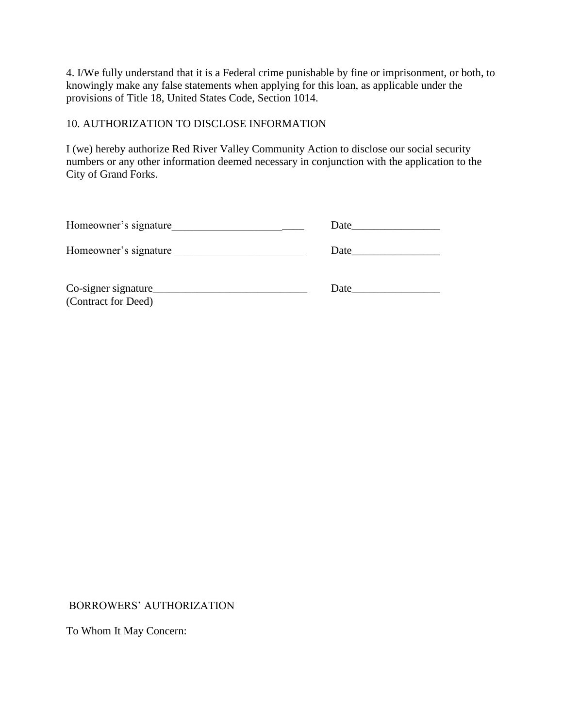4. I/We fully understand that it is a Federal crime punishable by fine or imprisonment, or both, to knowingly make any false statements when applying for this loan, as applicable under the provisions of Title 18, United States Code, Section 1014.

10. AUTHORIZATION TO DISCLOSE INFORMATION

I (we) hereby authorize Red River Valley Community Action to disclose our social security numbers or any other information deemed necessary in conjunction with the application to the City of Grand Forks.

Homeowner's signature________________________ Date________________

Homeowner's signature________________________ Date________________

Co-signer signature____________________________ Date________________
(Contract for Deed)

BORROWERS' AUTHORIZATION

To Whom It May Concern: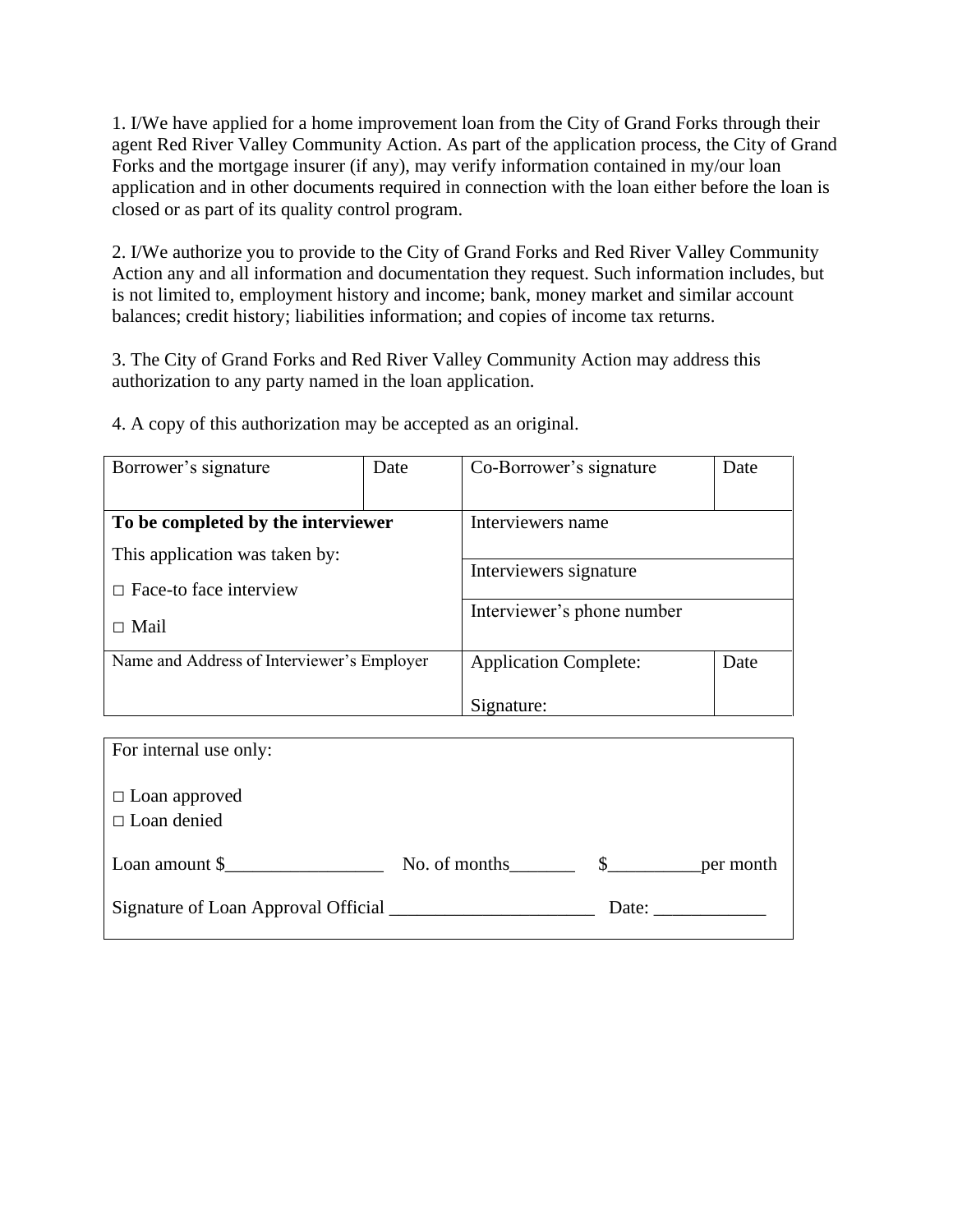1. I/We have applied for a home improvement loan from the City of Grand Forks through their agent Red River Valley Community Action. As part of the application process, the City of Grand Forks and the mortgage insurer (if any), may verify information contained in my/our loan application and in other documents required in connection with the loan either before the loan is closed or as part of its quality control program.

2. I/We authorize you to provide to the City of Grand Forks and Red River Valley Community Action any and all information and documentation they request. Such information includes, but is not limited to, employment history and income; bank, money market and similar account balances; credit history; liabilities information; and copies of income tax returns.

3. The City of Grand Forks and Red River Valley Community Action may address this authorization to any party named in the loan application.

4. A copy of this authorization may be accepted as an original.

| | | | |
|---|---|---|---|
| Borrower's signature | Date | Co-Borrower's signature | Date |
| **To be completed by the interviewer**<br>This application was taken by:<br>□ Face-to face interview<br>□ Mail | | Interviewers name<br>Interviewers signature<br>Interviewer's phone number | |
| Name and Address of Interviewer's Employer | | Application Complete:<br><br>Signature: | Date |

For internal use only:

□ Loan approved
□ Loan denied

Loan amount $_________________ No. of months_______ $__________per month

Signature of Loan Approval Official ______________________ Date: ____________